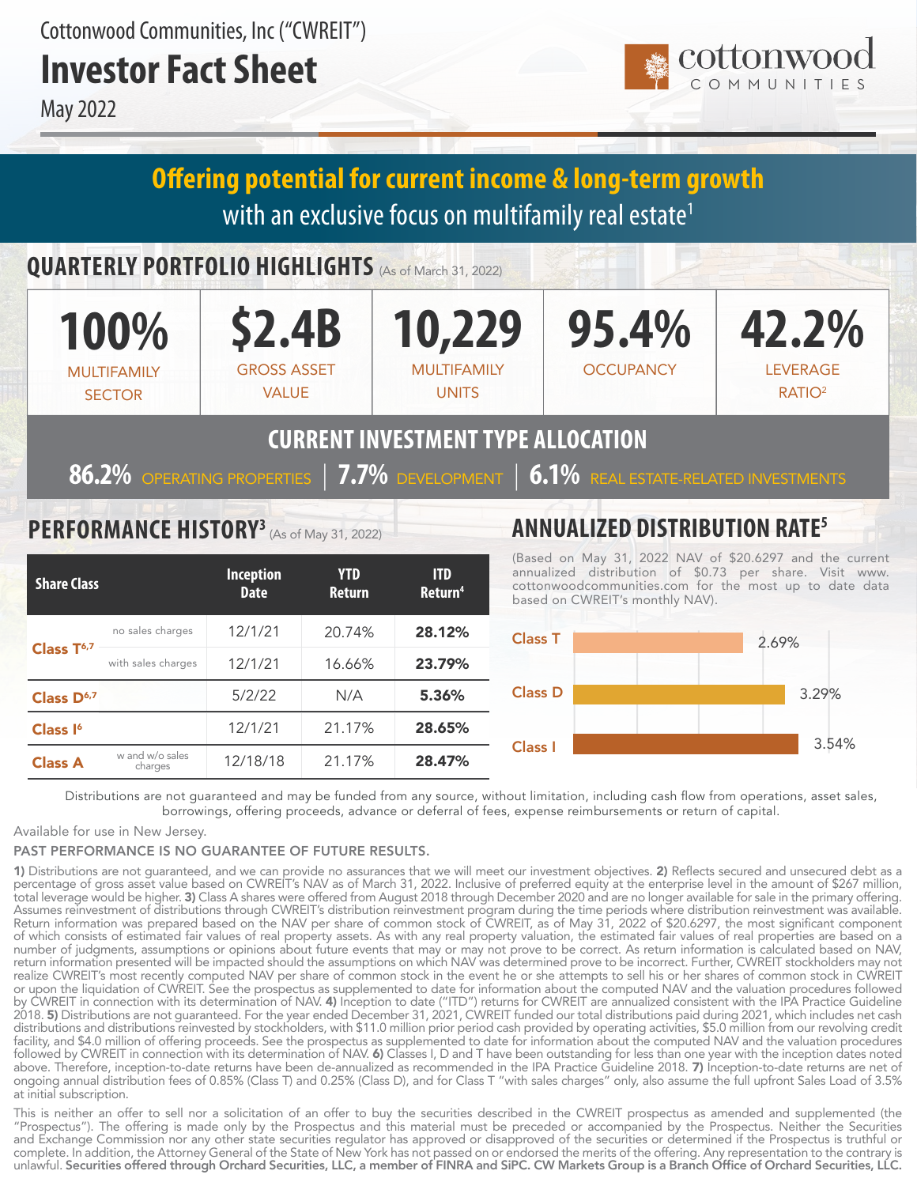Cottonwood Communities, Inc ("CWREIT")

# Investor Fact Sheet

May 2022

cottonwood COMMUNITIES

## Offering potential for current income & long-term growth

with an exclusive focus on multifamily real estate[1]

## QUARTERLY PORTFOLIO HIGHLIGHTS (As of March 31, 2022)

| | | | | |
|---|---|---|---|---|
| **100%** MULTIFAMILY SECTOR | **$2.4B** GROSS ASSET VALUE | **10,229** MULTIFAMILY UNITS | **95.4%** OCCUPANCY | **42.2%** LEVERAGE RATIO[2] |

## CURRENT INVESTMENT TYPE ALLOCATION

**86.2%** OPERATING PROPERTIES | **7.7%** DEVELOPMENT | **6.1%** REAL ESTATE-RELATED INVESTMENTS

## PERFORMANCE HISTORY[3] (As of May 31, 2022)

| Share Class | | Inception Date | YTD Return | ITD Return[4] |
|---|---|---|---|---|
| Class T[6,7] | no sales charges | 12/1/21 | 20.74% | **28.12%** |
| | with sales charges | 12/1/21 | 16.66% | **23.79%** |
| Class D[6,7] | | 5/2/22 | N/A | **5.36%** |
| Class I[6] | | 12/1/21 | 21.17% | **28.65%** |
| Class A | w and w/o sales charges | 12/18/18 | 21.17% | **28.47%** |

## ANNUALIZED DISTRIBUTION RATE[5]

(Based on May 31, 2022 NAV of $20.6297 and the current annualized distribution of $0.73 per share. Visit www.cottonwoodcommunities.com for the most up to date data based on CWREIT's monthly NAV).

Class T 2.69%
Class D 3.29%
Class I 3.54%

Distributions are not guaranteed and may be funded from any source, without limitation, including cash flow from operations, asset sales, borrowings, offering proceeds, advance or deferral of fees, expense reimbursements or return of capital.

Available for use in New Jersey.

PAST PERFORMANCE IS NO GUARANTEE OF FUTURE RESULTS.

**1)** Distributions are not guaranteed, and we can provide no assurances that we will meet our investment objectives. **2)** Reflects secured and unsecured debt as a percentage of gross asset value based on CWREIT's NAV as of March 31, 2022. Inclusive of preferred equity at the enterprise level in the amount of $267 million, total leverage would be higher. **3)** Class A shares were offered from August 2018 through December 2020 and are no longer available for sale in the primary offering. Assumes reinvestment of distributions through CWREIT's distribution reinvestment program during the time periods where distribution reinvestment was available. Return information was prepared based on the NAV per share of common stock of CWREIT, as of May 31, 2022 of $20.6297, the most significant component of which consists of estimated fair values of real property assets. As with any real property valuation, the estimated fair values of real properties are based on a number of judgments, assumptions or opinions about future events that may or may not prove to be correct. As return information is calculated based on NAV, return information presented will be impacted should the assumptions on which NAV was determined prove to be incorrect. Further, CWREIT stockholders may not realize CWREIT's most recently computed NAV per share of common stock in the event he or she attempts to sell his or her shares of common stock in CWREIT or upon the liquidation of CWREIT. See the prospectus as supplemented to date for information about the computed NAV and the valuation procedures followed by CWREIT in connection with its determination of NAV. **4)** Inception to date ("ITD") returns for CWREIT are annualized consistent with the IPA Practice Guideline 2018. **5)** Distributions are not guaranteed. For the year ended December 31, 2021, CWREIT funded our total distributions paid during 2021, which includes net cash distributions and distributions reinvested by stockholders, with $11.0 million prior period cash provided by operating activities, $5.0 million from our revolving credit facility, and $4.0 million of offering proceeds. See the prospectus as supplemented to date for information about the computed NAV and the valuation procedures followed by CWREIT in connection with its determination of NAV. **6)** Classes I, D and T have been outstanding for less than one year with the inception dates noted above. Therefore, inception-to-date returns have been de-annualized as recommended in the IPA Practice Guideline 2018. **7)** Inception-to-date returns are net of ongoing annual distribution fees of 0.85% (Class T) and 0.25% (Class D), and for Class T "with sales charges" only, also assume the full upfront Sales Load of 3.5% at initial subscription.

This is neither an offer to sell nor a solicitation of an offer to buy the securities described in the CWREIT prospectus as amended and supplemented (the "Prospectus"). The offering is made only by the Prospectus and this material must be preceded or accompanied by the Prospectus. Neither the Securities and Exchange Commission nor any other state securities regulator has approved or disapproved of the securities or determined if the Prospectus is truthful or complete. In addition, the Attorney General of the State of New York has not passed on or endorsed the merits of the offering. Any representation to the contrary is unlawful. **Securities offered through Orchard Securities, LLC, a member of FINRA and SiPC. CW Markets Group is a Branch Office of Orchard Securities, LLC.**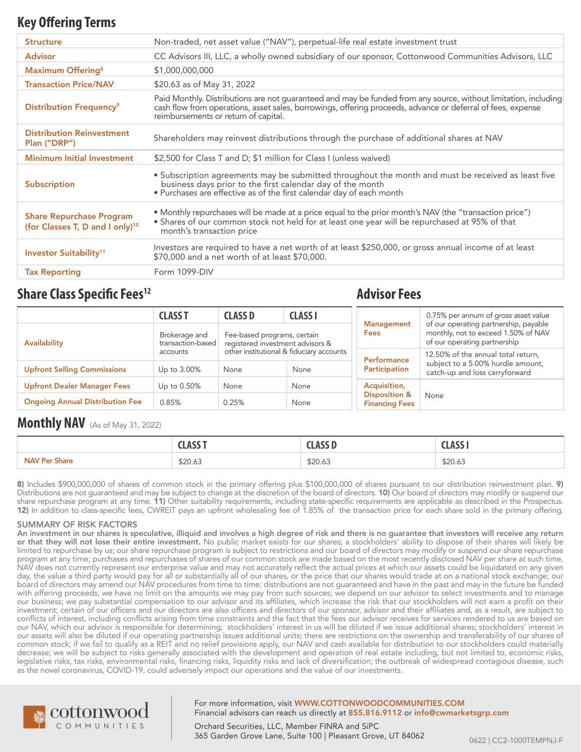# Key Offering Terms

| | |
|---|---|
| Structure | Non-traded, net asset value ("NAV"), perpetual-life real estate investment trust |
| Advisor | CC Advisors III, LLC, a wholly owned subsidiary of our sponsor, Cottonwood Communities Advisors, LLC |
| Maximum Offering[8] | $1,000,000,000 |
| Transaction Price/NAV | $20.63 as of May 31, 2022 |
| Distribution Frequency[9] | Paid Monthly. Distributions are not guaranteed and may be funded from any source, without limitation, including cash flow from operations, asset sales, borrowings, offering proceeds, advance or deferral of fees, expense reimbursements or return of capital. |
| Distribution Reinvestment Plan ("DRP") | Shareholders may reinvest distributions through the purchase of additional shares at NAV |
| Minimum Initial Investment | $2,500 for Class T and D; $1 million for Class I (unless waived) |
| Subscription | • Subscription agreements may be submitted throughout the month and must be received as least five business days prior to the first calendar day of the month<br>• Purchases are effective as of the first calendar day of each month |
| Share Repurchase Program (for Classes T, D and I only)[10] | • Monthly repurchases will be made at a price equal to the prior month's NAV (the "transaction price")<br>• Shares of our common stock not held for at least one year will be repurchased at 95% of that month's transaction price |
| Investor Suitability[11] | Investors are required to have a net worth of at least $250,000, or gross annual income of at least $70,000 and a net worth of at least $70,000. |
| Tax Reporting | Form 1099-DIV |

## Share Class Specific Fees[12]

| | CLASS T | CLASS D | CLASS I |
|---|---|---|---|
| Availability | Brokerage and transaction-based accounts | Fee-based programs, certain registered investment advisors & other institutional & fiduciary accounts | |
| Upfront Selling Commissions | Up to 3.00% | None | None |
| Upfront Dealer Manager Fees | Up to 0.50% | None | None |
| Ongoing Annual Distribution Fee | 0.85% | 0.25% | None |

## Advisor Fees

| | |
|---|---|
| Management Fees | 0.75% per annum of gross asset value of our operating partnership, payable monthly, not to exceed 1.50% of NAV of our operating partnership |
| Performance Participation | 12.50% of the annual total return, subject to a 5.00% hurdle amount, catch-up and loss carryforward |
| Acquisition, Disposition & Financing Fees | None |

## Monthly NAV (As of May 31, 2022)

| | CLASS T | CLASS D | CLASS I |
|---|---|---|---|
| NAV Per Share | $20.63 | $20.63 | $20.63 |

**8)** Includes $900,000,000 of shares of common stock in the primary offering plus $100,000,000 of shares pursuant to our distribution reinvestment plan. **9)** Distributions are not guaranteed and may be subject to change at the discretion of the board of directors. **10)** Our board of directors may modify or suspend our share repurchase program at any time. **11)** Other suitability requirements, including state-specific requirements are applicable as described in the Prospectus. **12)** In addition to class-specific fees, CWREIT pays an upfront wholesaling fee of 1.85% of the transaction price for each share sold in the primary offering.

### SUMMARY OF RISK FACTORS

**An investment in our shares is speculative, illiquid and involves a high degree of risk and there is no guarantee that investors will receive any return or that they will not lose their entire investment.** No public market exists for our shares; a stockholders' ability to dispose of their shares will likely be limited to repurchase by us; our share repurchase program is subject to restrictions and our board of directors may modify or suspend our share repurchase program at any time; purchases and repurchases of shares of our common stock are made based on the most recently disclosed NAV per share at such time, NAV does not currently represent our enterprise value and may not accurately reflect the actual prices at which our assets could be liquidated on any given day, the value a third party would pay for all or substantially all of our shares, or the price that our shares would trade at on a national stock exchange; our board of directors may amend our NAV procedures from time to time; distributions are not guaranteed and have in the past and may in the future be funded with offering proceeds, we have no limit on the amounts we may pay from such sources; we depend on our advisor to select investments and to manage our business; we pay substantial compensation to our advisor and its affiliates, which increase the risk that our stockholders will not earn a profit on their investment; certain of our officers and our directors are also officers and directors of our sponsor, advisor and their affiliates and, as a result, are subject to conflicts of interest, including conflicts arising from time constraints and the fact that the fees our advisor receives for services rendered to us are based on our NAV, which our advisor is responsible for determining; stockholders' interest in us will be diluted if we issue additional shares; stockholders' interest in our assets will also be diluted if our operating partnership issues additional units; there are restrictions on the ownership and transferability of our shares of common stock; if we fail to qualify as a REIT and no relief provisions apply, our NAV and cash available for distribution to our stockholders could materially decrease; we will be subject to risks generally associated with the development and operation of real estate including, but not limited to, economic risks, legislative risks, tax risks, environmental risks, financing risks, liquidity risks and lack of diversification; the outbreak of widespread contagious disease, such as the novel coronavirus, COVID-19, could adversely impact our operations and the value of our investments.

cottonwood COMMUNITIES

For more information, visit WWW.COTTONWOODCOMMUNITIES.COM
Financial advisors can reach us directly at 855.816.9112 or info@cwmarketsgrp.com

Orchard Securities, LLC, Member FINRA and SiPC
365 Garden Grove Lane, Suite 100 | Pleasant Grove, UT 84062

0622 | CC2-1000TEMPNJ-F